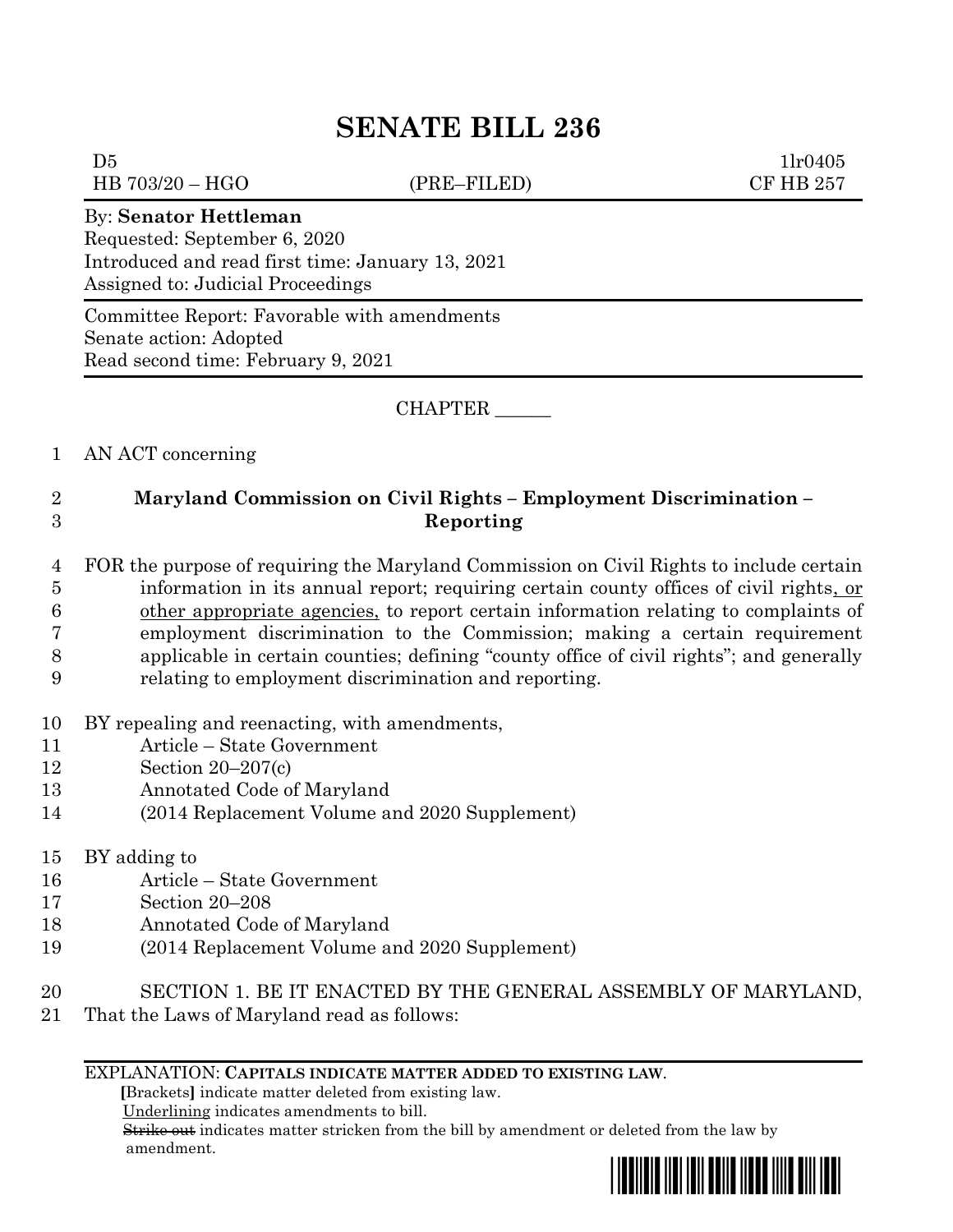# SENATE BILL 236

D5 1lr0405
HB 703/20 – HGO (PRE–FILED) CF HB 257

By: **Senator Hettleman**
Requested: September 6, 2020
Introduced and read first time: January 13, 2021
Assigned to: Judicial Proceedings

Committee Report: Favorable with amendments
Senate action: Adopted
Read second time: February 9, 2021

CHAPTER ______

AN ACT concerning

**Maryland Commission on Civil Rights – Employment Discrimination – Reporting**

FOR the purpose of requiring the Maryland Commission on Civil Rights to include certain information in its annual report; requiring certain county offices of civil rights, or other appropriate agencies, to report certain information relating to complaints of employment discrimination to the Commission; making a certain requirement applicable in certain counties; defining "county office of civil rights"; and generally relating to employment discrimination and reporting.

BY repealing and reenacting, with amendments,
Article – State Government
Section 20–207(c)
Annotated Code of Maryland
(2014 Replacement Volume and 2020 Supplement)

BY adding to
Article – State Government
Section 20–208
Annotated Code of Maryland
(2014 Replacement Volume and 2020 Supplement)

SECTION 1. BE IT ENACTED BY THE GENERAL ASSEMBLY OF MARYLAND, That the Laws of Maryland read as follows:

EXPLANATION: **CAPITALS INDICATE MATTER ADDED TO EXISTING LAW.**
**[**Brackets**]** indicate matter deleted from existing law.
Underlining indicates amendments to bill.
~~Strike out~~ indicates matter stricken from the bill by amendment or deleted from the law by amendment.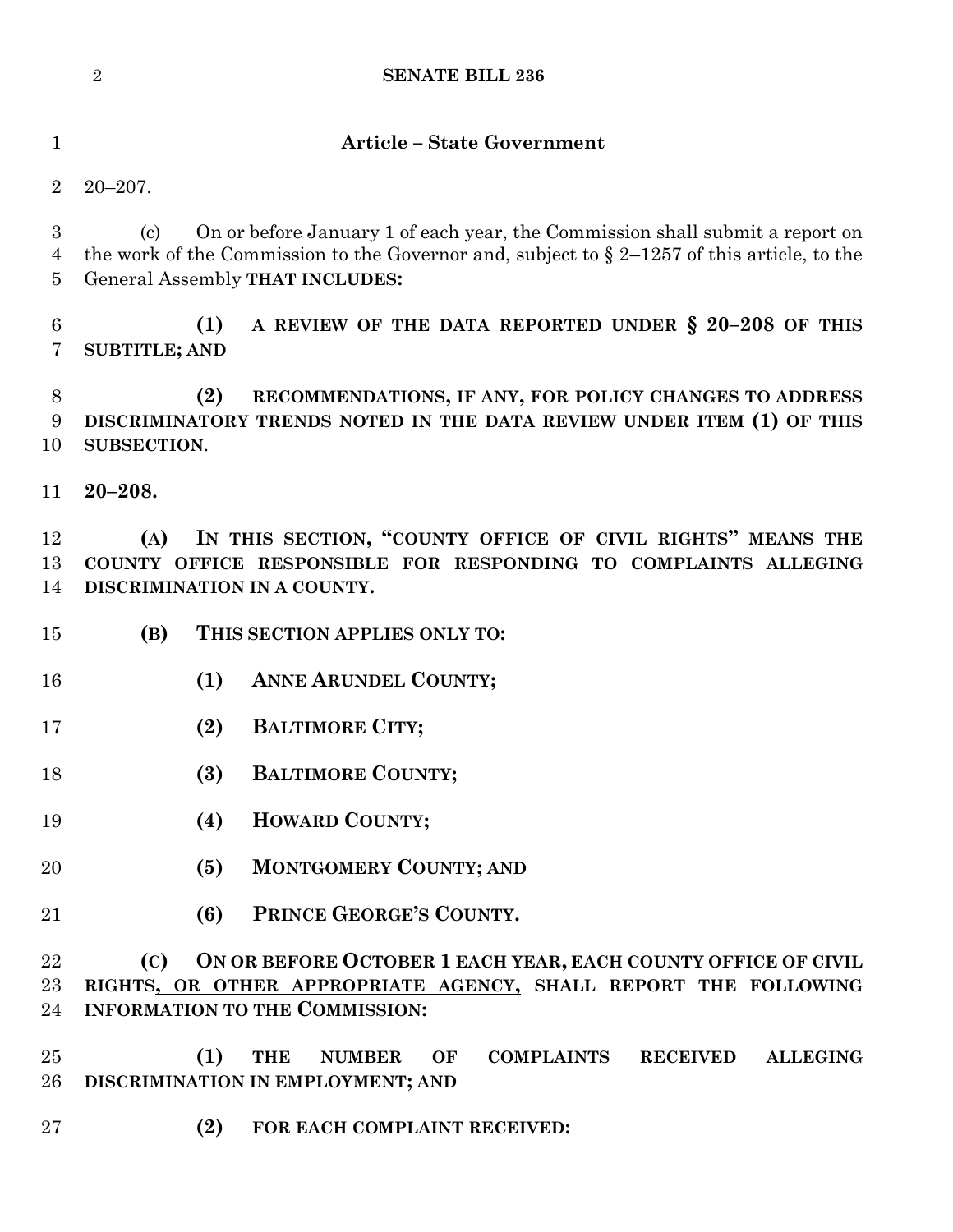## Article – State Government

20–207.

(c) On or before January 1 of each year, the Commission shall submit a report on the work of the Commission to the Governor and, subject to § 2–1257 of this article, to the General Assembly **THAT INCLUDES:**

**(1) A REVIEW OF THE DATA REPORTED UNDER § 20–208 OF THIS SUBTITLE; AND**

**(2) RECOMMENDATIONS, IF ANY, FOR POLICY CHANGES TO ADDRESS DISCRIMINATORY TRENDS NOTED IN THE DATA REVIEW UNDER ITEM (1) OF THIS SUBSECTION**.

**20–208.**

**(A) IN THIS SECTION, "COUNTY OFFICE OF CIVIL RIGHTS" MEANS THE COUNTY OFFICE RESPONSIBLE FOR RESPONDING TO COMPLAINTS ALLEGING DISCRIMINATION IN A COUNTY.**

**(B) THIS SECTION APPLIES ONLY TO:**

**(1) ANNE ARUNDEL COUNTY;**

**(2) BALTIMORE CITY;**

**(3) BALTIMORE COUNTY;**

**(4) HOWARD COUNTY;**

**(5) MONTGOMERY COUNTY; AND**

**(6) PRINCE GEORGE'S COUNTY.**

**(C) ON OR BEFORE OCTOBER 1 EACH YEAR, EACH COUNTY OFFICE OF CIVIL RIGHTS, OR OTHER APPROPRIATE AGENCY, SHALL REPORT THE FOLLOWING INFORMATION TO THE COMMISSION:**

**(1) THE NUMBER OF COMPLAINTS RECEIVED ALLEGING DISCRIMINATION IN EMPLOYMENT; AND**

**(2) FOR EACH COMPLAINT RECEIVED:**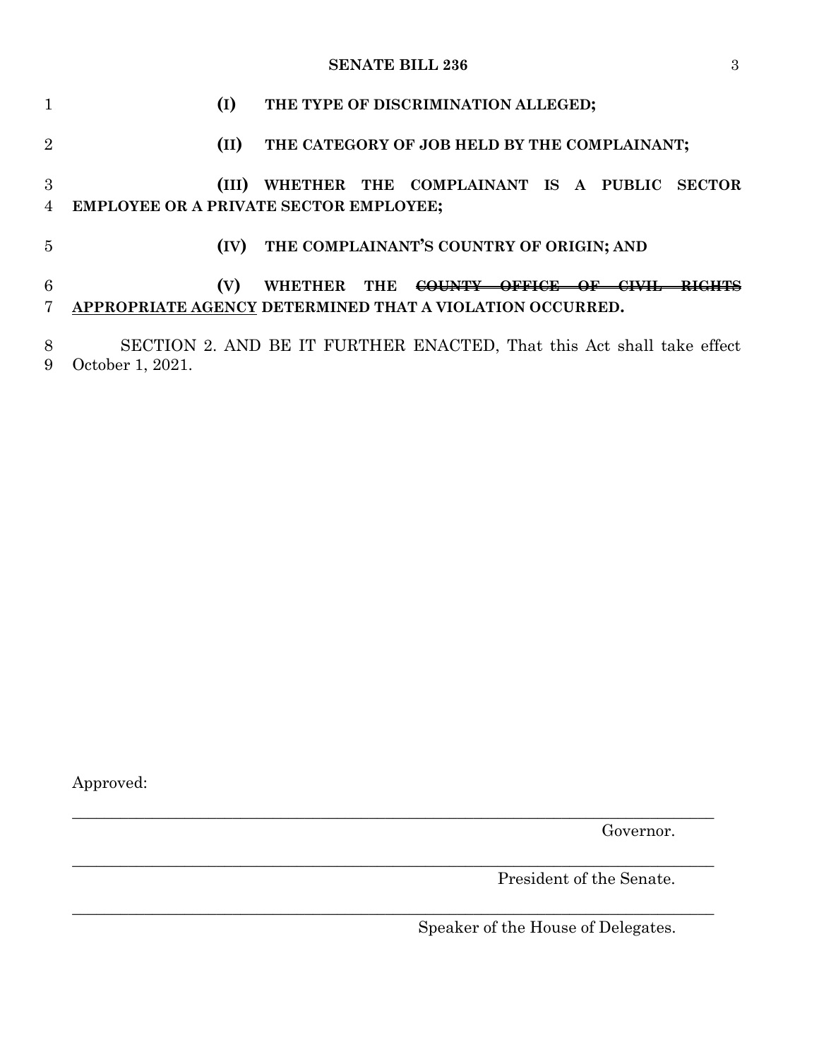**(I) THE TYPE OF DISCRIMINATION ALLEGED;**

**(II) THE CATEGORY OF JOB HELD BY THE COMPLAINANT;**

**(III) WHETHER THE COMPLAINANT IS A PUBLIC SECTOR EMPLOYEE OR A PRIVATE SECTOR EMPLOYEE;**

**(IV) THE COMPLAINANT'S COUNTRY OF ORIGIN; AND**

**(V) WHETHER THE ~~COUNTY OFFICE OF CIVIL RIGHTS~~ APPROPRIATE AGENCY DETERMINED THAT A VIOLATION OCCURRED.**

SECTION 2. AND BE IT FURTHER ENACTED, That this Act shall take effect October 1, 2021.

Approved:

\_\_\_\_\_\_\_\_\_\_\_\_\_\_\_\_\_\_\_\_\_\_\_\_\_\_\_\_\_\_\_\_\_\_\_\_\_\_\_\_\_\_\_\_\_\_\_\_

Governor.

\_\_\_\_\_\_\_\_\_\_\_\_\_\_\_\_\_\_\_\_\_\_\_\_\_\_\_\_\_\_\_\_\_\_\_\_\_\_\_\_\_\_\_\_\_\_\_\_

President of the Senate.

\_\_\_\_\_\_\_\_\_\_\_\_\_\_\_\_\_\_\_\_\_\_\_\_\_\_\_\_\_\_\_\_\_\_\_\_\_\_\_\_\_\_\_\_\_\_\_\_

Speaker of the House of Delegates.